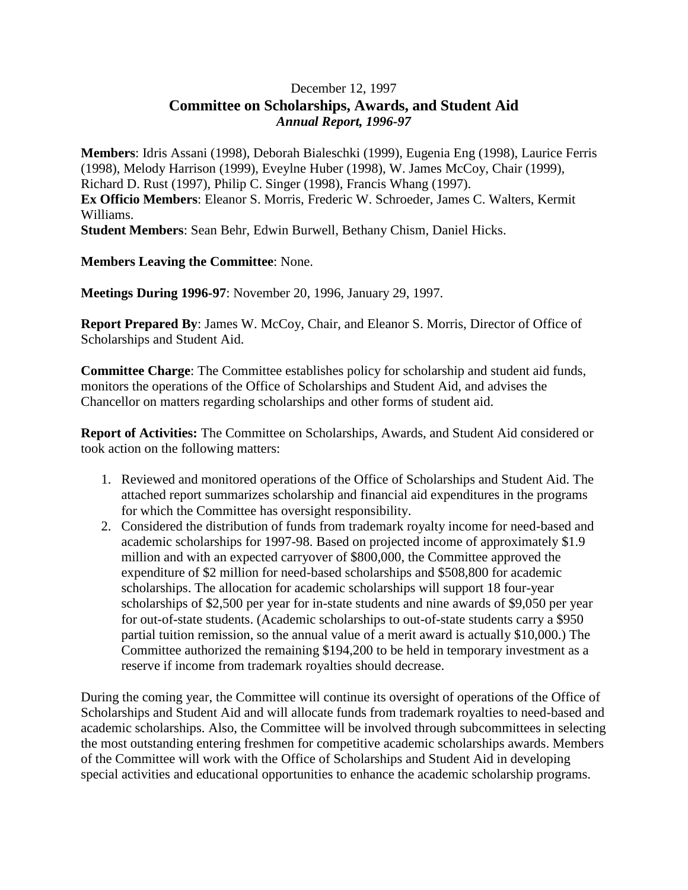December 12, 1997

# Committee on Scholarships, Awards, and Student Aid

***Annual Report, 1996-97***

**Members**: Idris Assani (1998), Deborah Bialeschki (1999), Eugenia Eng (1998), Laurice Ferris (1998), Melody Harrison (1999), Eveylne Huber (1998), W. James McCoy, Chair (1999), Richard D. Rust (1997), Philip C. Singer (1998), Francis Whang (1997).
**Ex Officio Members**: Eleanor S. Morris, Frederic W. Schroeder, James C. Walters, Kermit Williams.
**Student Members**: Sean Behr, Edwin Burwell, Bethany Chism, Daniel Hicks.

**Members Leaving the Committee**: None.

**Meetings During 1996-97**: November 20, 1996, January 29, 1997.

**Report Prepared By**: James W. McCoy, Chair, and Eleanor S. Morris, Director of Office of Scholarships and Student Aid.

**Committee Charge**: The Committee establishes policy for scholarship and student aid funds, monitors the operations of the Office of Scholarships and Student Aid, and advises the Chancellor on matters regarding scholarships and other forms of student aid.

**Report of Activities:** The Committee on Scholarships, Awards, and Student Aid considered or took action on the following matters:

1. Reviewed and monitored operations of the Office of Scholarships and Student Aid. The attached report summarizes scholarship and financial aid expenditures in the programs for which the Committee has oversight responsibility.
2. Considered the distribution of funds from trademark royalty income for need-based and academic scholarships for 1997-98. Based on projected income of approximately $1.9 million and with an expected carryover of $800,000, the Committee approved the expenditure of $2 million for need-based scholarships and $508,800 for academic scholarships. The allocation for academic scholarships will support 18 four-year scholarships of $2,500 per year for in-state students and nine awards of $9,050 per year for out-of-state students. (Academic scholarships to out-of-state students carry a $950 partial tuition remission, so the annual value of a merit award is actually $10,000.) The Committee authorized the remaining $194,200 to be held in temporary investment as a reserve if income from trademark royalties should decrease.

During the coming year, the Committee will continue its oversight of operations of the Office of Scholarships and Student Aid and will allocate funds from trademark royalties to need-based and academic scholarships. Also, the Committee will be involved through subcommittees in selecting the most outstanding entering freshmen for competitive academic scholarships awards. Members of the Committee will work with the Office of Scholarships and Student Aid in developing special activities and educational opportunities to enhance the academic scholarship programs.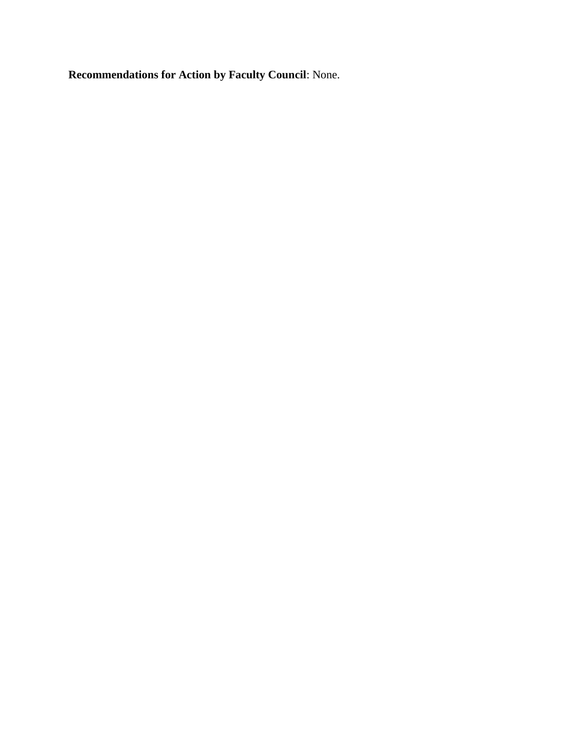**Recommendations for Action by Faculty Council**: None.